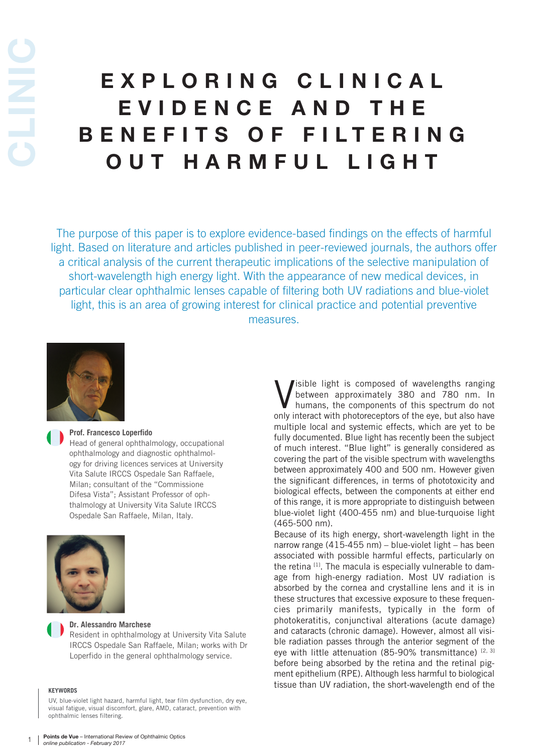# EXPLORING CLINICAL EVIDENCE AND THE BENEFITS OF FILTERING OUT HARMFUL LIGHT

The purpose of this paper is to explore evidence-based findings on the effects of harmful light. Based on literature and articles published in peer-reviewed journals, the authors offer a critical analysis of the current therapeutic implications of the selective manipulation of short-wavelength high energy light. With the appearance of new medical devices, in particular clear ophthalmic lenses capable of filtering both UV radiations and blue-violet light, this is an area of growing interest for clinical practice and potential preventive measures.

**Prof. Francesco Loperfido**
Head of general ophthalmology, occupational ophthalmology and diagnostic ophthalmology for driving licences services at University Vita Salute IRCCS Ospedale San Raffaele, Milan; consultant of the "Commissione Difesa Vista"; Assistant Professor of ophthalmology at University Vita Salute IRCCS Ospedale San Raffaele, Milan, Italy.

**Dr. Alessandro Marchese**
Resident in ophthalmology at University Vita Salute IRCCS Ospedale San Raffaele, Milan; works with Dr Loperfido in the general ophthalmology service.

**KEYWORDS**

UV, blue-violet light hazard, harmful light, tear film dysfunction, dry eye, visual fatigue, visual discomfort, glare, AMD, cataract, prevention with ophthalmic lenses filtering.

Visible light is composed of wavelengths ranging between approximately 380 and 780 nm. In humans, the components of this spectrum do not only interact with photoreceptors of the eye, but also have multiple local and systemic effects, which are yet to be fully documented. Blue light has recently been the subject of much interest. "Blue light" is generally considered as covering the part of the visible spectrum with wavelengths between approximately 400 and 500 nm. However given the significant differences, in terms of phototoxicity and biological effects, between the components at either end of this range, it is more appropriate to distinguish between blue-violet light (400-455 nm) and blue-turquoise light (465-500 nm).

Because of its high energy, short-wavelength light in the narrow range (415-455 nm) – blue-violet light – has been associated with possible harmful effects, particularly on the retina [1]. The macula is especially vulnerable to damage from high-energy radiation. Most UV radiation is absorbed by the cornea and crystalline lens and it is in these structures that excessive exposure to these frequencies primarily manifests, typically in the form of photokeratitis, conjunctival alterations (acute damage) and cataracts (chronic damage). However, almost all visible radiation passes through the anterior segment of the eye with little attenuation (85-90% transmittance) [2, 3] before being absorbed by the retina and the retinal pigment epithelium (RPE). Although less harmful to biological tissue than UV radiation, the short-wavelength end of the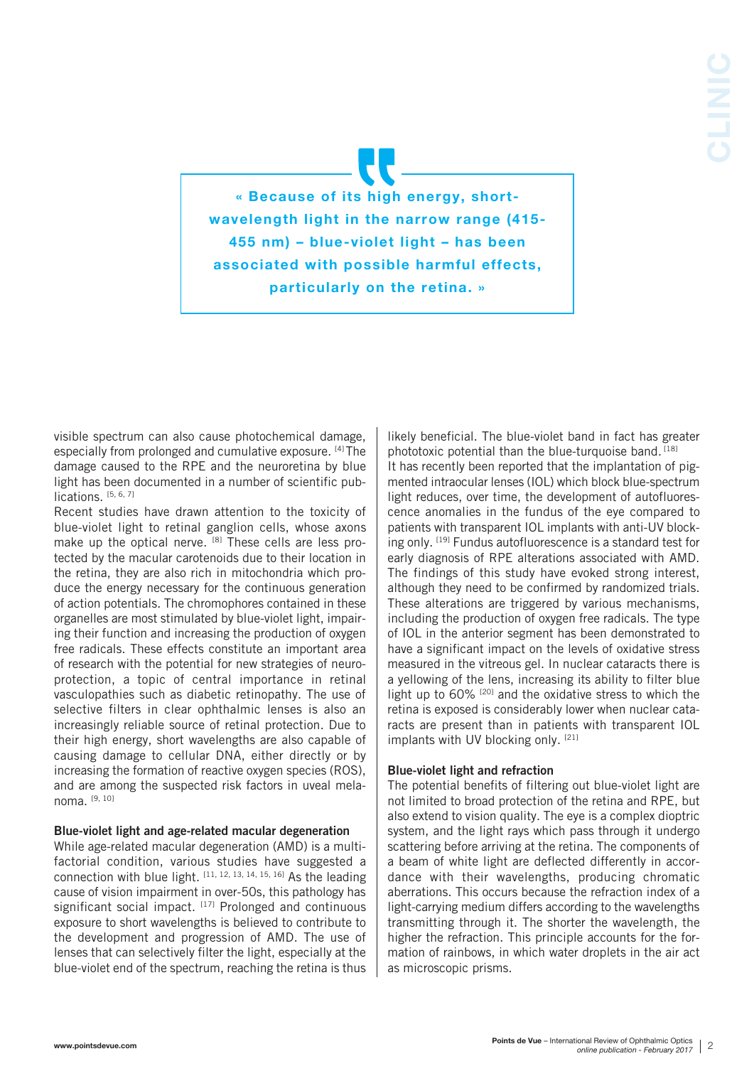> « Because of its high energy, short-wavelength light in the narrow range (415-455 nm) – blue-violet light – has been associated with possible harmful effects, particularly on the retina. »

visible spectrum can also cause photochemical damage, especially from prolonged and cumulative exposure. [4] The damage caused to the RPE and the neuroretina by blue light has been documented in a number of scientific publications. [5, 6, 7]

Recent studies have drawn attention to the toxicity of blue-violet light to retinal ganglion cells, whose axons make up the optical nerve. [8] These cells are less protected by the macular carotenoids due to their location in the retina, they are also rich in mitochondria which produce the energy necessary for the continuous generation of action potentials. The chromophores contained in these organelles are most stimulated by blue-violet light, impairing their function and increasing the production of oxygen free radicals. These effects constitute an important area of research with the potential for new strategies of neuroprotection, a topic of central importance in retinal vasculopathies such as diabetic retinopathy. The use of selective filters in clear ophthalmic lenses is also an increasingly reliable source of retinal protection. Due to their high energy, short wavelengths are also capable of causing damage to cellular DNA, either directly or by increasing the formation of reactive oxygen species (ROS), and are among the suspected risk factors in uveal melanoma. [9, 10]

### Blue-violet light and age-related macular degeneration

While age-related macular degeneration (AMD) is a multifactorial condition, various studies have suggested a connection with blue light. [11, 12, 13, 14, 15, 16] As the leading cause of vision impairment in over-50s, this pathology has significant social impact. [17] Prolonged and continuous exposure to short wavelengths is believed to contribute to the development and progression of AMD. The use of lenses that can selectively filter the light, especially at the blue-violet end of the spectrum, reaching the retina is thus likely beneficial. The blue-violet band in fact has greater phototoxic potential than the blue-turquoise band. [18]

It has recently been reported that the implantation of pigmented intraocular lenses (IOL) which block blue-spectrum light reduces, over time, the development of autofluorescence anomalies in the fundus of the eye compared to patients with transparent IOL implants with anti-UV blocking only. [19] Fundus autofluorescence is a standard test for early diagnosis of RPE alterations associated with AMD. The findings of this study have evoked strong interest, although they need to be confirmed by randomized trials. These alterations are triggered by various mechanisms, including the production of oxygen free radicals. The type of IOL in the anterior segment has been demonstrated to have a significant impact on the levels of oxidative stress measured in the vitreous gel. In nuclear cataracts there is a yellowing of the lens, increasing its ability to filter blue light up to 60% [20] and the oxidative stress to which the retina is exposed is considerably lower when nuclear cataracts are present than in patients with transparent IOL implants with UV blocking only. [21]

### Blue-violet light and refraction

The potential benefits of filtering out blue-violet light are not limited to broad protection of the retina and RPE, but also extend to vision quality. The eye is a complex dioptric system, and the light rays which pass through it undergo scattering before arriving at the retina. The components of a beam of white light are deflected differently in accordance with their wavelengths, producing chromatic aberrations. This occurs because the refraction index of a light-carrying medium differs according to the wavelengths transmitting through it. The shorter the wavelength, the higher the refraction. This principle accounts for the formation of rainbows, in which water droplets in the air act as microscopic prisms.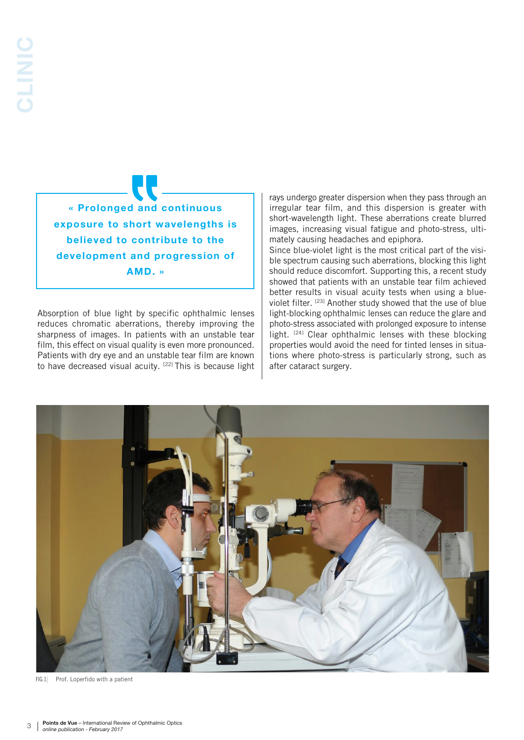> « Prolonged and continuous exposure to short wavelengths is believed to contribute to the development and progression of AMD. »

Absorption of blue light by specific ophthalmic lenses reduces chromatic aberrations, thereby improving the sharpness of images. In patients with an unstable tear film, this effect on visual quality is even more pronounced. Patients with dry eye and an unstable tear film are known to have decreased visual acuity. [22] This is because light rays undergo greater dispersion when they pass through an irregular tear film, and this dispersion is greater with short-wavelength light. These aberrations create blurred images, increasing visual fatigue and photo-stress, ultimately causing headaches and epiphora.

Since blue-violet light is the most critical part of the visible spectrum causing such aberrations, blocking this light should reduce discomfort. Supporting this, a recent study showed that patients with an unstable tear film achieved better results in visual acuity tests when using a blue-violet filter. [23] Another study showed that the use of blue light-blocking ophthalmic lenses can reduce the glare and photo-stress associated with prolonged exposure to intense light. [24] Clear ophthalmic lenses with these blocking properties would avoid the need for tinted lenses in situations where photo-stress is particularly strong, such as after cataract surgery.

FIG.1 | Prof. Loperfido with a patient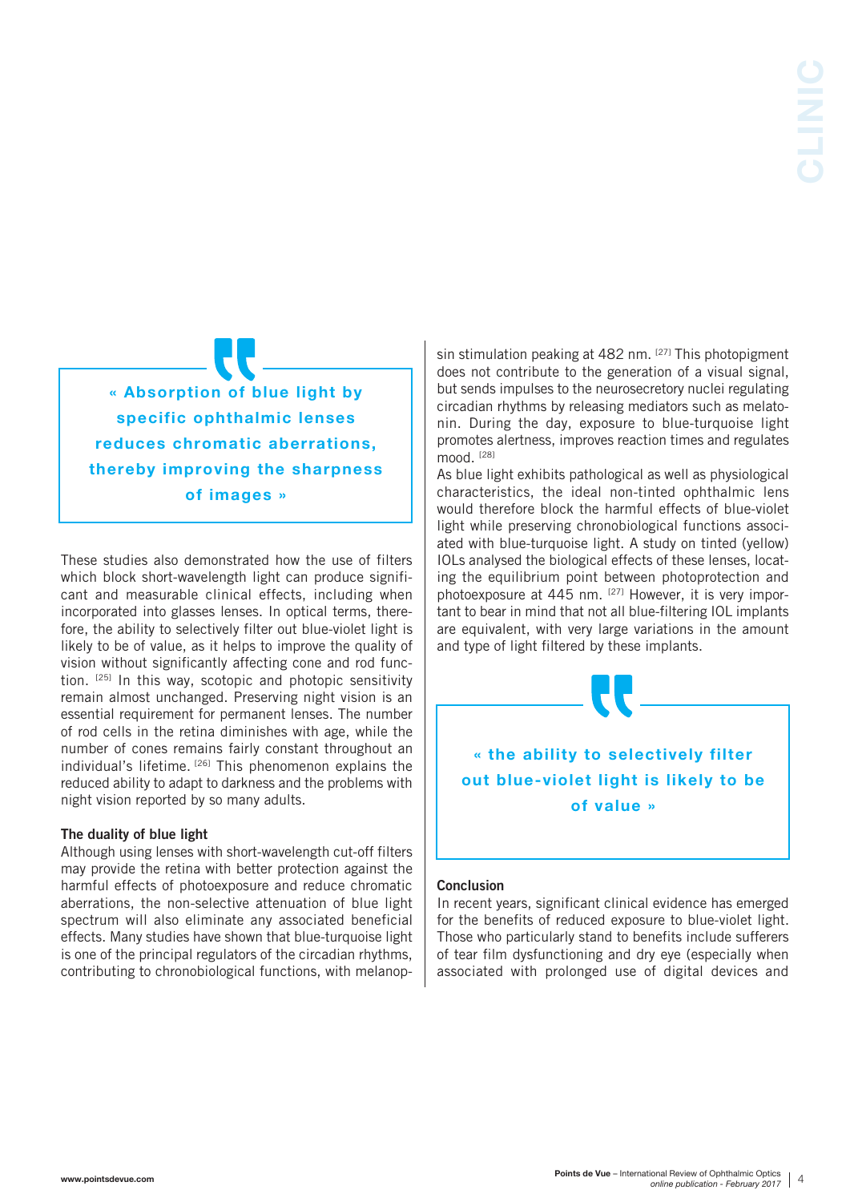> « Absorption of blue light by specific ophthalmic lenses reduces chromatic aberrations, thereby improving the sharpness of images »

These studies also demonstrated how the use of filters which block short-wavelength light can produce significant and measurable clinical effects, including when incorporated into glasses lenses. In optical terms, therefore, the ability to selectively filter out blue-violet light is likely to be of value, as it helps to improve the quality of vision without significantly affecting cone and rod function. [25] In this way, scotopic and photopic sensitivity remain almost unchanged. Preserving night vision is an essential requirement for permanent lenses. The number of rod cells in the retina diminishes with age, while the number of cones remains fairly constant throughout an individual's lifetime. [26] This phenomenon explains the reduced ability to adapt to darkness and the problems with night vision reported by so many adults.

### The duality of blue light

Although using lenses with short-wavelength cut-off filters may provide the retina with better protection against the harmful effects of photoexposure and reduce chromatic aberrations, the non-selective attenuation of blue light spectrum will also eliminate any associated beneficial effects. Many studies have shown that blue-turquoise light is one of the principal regulators of the circadian rhythms, contributing to chronobiological functions, with melanopsin stimulation peaking at 482 nm. [27] This photopigment does not contribute to the generation of a visual signal, but sends impulses to the neurosecretory nuclei regulating circadian rhythms by releasing mediators such as melatonin. During the day, exposure to blue-turquoise light promotes alertness, improves reaction times and regulates mood. [28]

As blue light exhibits pathological as well as physiological characteristics, the ideal non-tinted ophthalmic lens would therefore block the harmful effects of blue-violet light while preserving chronobiological functions associated with blue-turquoise light. A study on tinted (yellow) IOLs analysed the biological effects of these lenses, locating the equilibrium point between photoprotection and photoexposure at 445 nm. [27] However, it is very important to bear in mind that not all blue-filtering IOL implants are equivalent, with very large variations in the amount and type of light filtered by these implants.

> « the ability to selectively filter out blue-violet light is likely to be of value »

### Conclusion

In recent years, significant clinical evidence has emerged for the benefits of reduced exposure to blue-violet light. Those who particularly stand to benefits include sufferers of tear film dysfunctioning and dry eye (especially when associated with prolonged use of digital devices and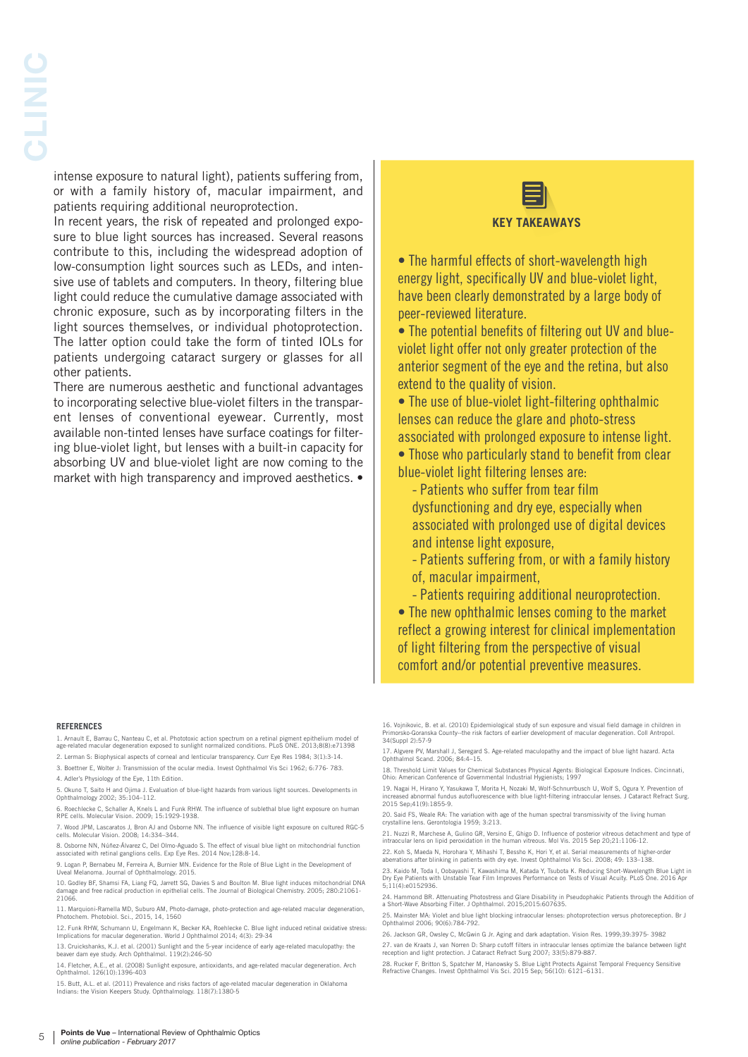intense exposure to natural light), patients suffering from, or with a family history of, macular impairment, and patients requiring additional neuroprotection.

In recent years, the risk of repeated and prolonged exposure to blue light sources has increased. Several reasons contribute to this, including the widespread adoption of low-consumption light sources such as LEDs, and intensive use of tablets and computers. In theory, filtering blue light could reduce the cumulative damage associated with chronic exposure, such as by incorporating filters in the light sources themselves, or individual photoprotection. The latter option could take the form of tinted IOLs for patients undergoing cataract surgery or glasses for all other patients.

There are numerous aesthetic and functional advantages to incorporating selective blue-violet filters in the transparent lenses of conventional eyewear. Currently, most available non-tinted lenses have surface coatings for filtering blue-violet light, but lenses with a built-in capacity for absorbing UV and blue-violet light are now coming to the market with high transparency and improved aesthetics. •

## KEY TAKEAWAYS

- The harmful effects of short-wavelength high energy light, specifically UV and blue-violet light, have been clearly demonstrated by a large body of peer-reviewed literature.
- The potential benefits of filtering out UV and blue-violet light offer not only greater protection of the anterior segment of the eye and the retina, but also extend to the quality of vision.
- The use of blue-violet light-filtering ophthalmic lenses can reduce the glare and photo-stress associated with prolonged exposure to intense light.
- Those who particularly stand to benefit from clear blue-violet light filtering lenses are:
  - Patients who suffer from tear film dysfunctioning and dry eye, especially when associated with prolonged use of digital devices and intense light exposure,
  - Patients suffering from, or with a family history of, macular impairment,
  - Patients requiring additional neuroprotection.
- The new ophthalmic lenses coming to the market reflect a growing interest for clinical implementation of light filtering from the perspective of visual comfort and/or potential preventive measures.

### REFERENCES

1. Arnault E, Barrau C, Nanteau C, et al. Phototoxic action spectrum on a retinal pigment epithelium model of age-related macular degeneration exposed to sunlight normalized conditions. PLoS ONE. 2013;8(8):e71398
2. Lerman S: Biophysical aspects of corneal and lenticular transparency. Curr Eye Res 1984; 3(1):3-14.
3. Boettner E, Wolter J: Transmission of the ocular media. Invest Ophthalmol Vis Sci 1962; 6:776- 783.
4. Adler's Physiology of the Eye, 11th Edition.
5. Okuno T, Saito H and Ojima J. Evaluation of blue-light hazards from various light sources. Developments in Ophthalmology 2002; 35:104–112.
6. Roechlecke C, Schaller A, Knels L and Funk RHW. The influence of sublethal blue light exposure on human RPE cells. Molecular Vision. 2009; 15:1929-1938.
7. Wood JPM, Lascaratos J, Bron AJ and Osborne NN. The influence of visible light exposure on cultured RGC-5 cells. Molecular Vision. 2008; 14:334–344.
8. Osborne NN, Núñez-Álvarez C, Del Olmo-Aguado S. The effect of visual blue light on mitochondrial function associated with retinal ganglions cells. Exp Eye Res. 2014 Nov;128:8-14.
9. Logan P, Bernabeu M, Ferreira A, Burnier MN. Evidence for the Role of Blue Light in the Development of Uveal Melanoma. Journal of Ophthalmology. 2015.
10. Godley BF, Shamsi FA, Liang FQ, Jarrett SG, Davies S and Boulton M. Blue light induces mitochondrial DNA damage and free radical production in epithelial cells. The Journal of Biological Chemistry. 2005; 280:21061-21066.
11. Marquioni-Ramella MD, Suburo AM, Photo-damage, photo-protection and age-related macular degeneration, Photochem. Photobiol. Sci., 2015, 14, 1560
12. Funk RHW, Schumann U, Engelmann K, Becker KA, Roehlecke C. Blue light induced retinal oxidative stress: Implications for macular degeneration. World J Ophthalmol 2014; 4(3): 29-34
13. Cruickshanks, K.J. et al. (2001) Sunlight and the 5-year incidence of early age-related maculopathy: the beaver dam eye study. Arch Ophthalmol. 119(2):246-50
14. Fletcher, A.E., et al. (2008) Sunlight exposure, antioxidants, and age-related macular degeneration. Arch Ophthalmol. 126(10):1396-403
15. Butt, A.L. et al. (2011) Prevalence and risks factors of age-related macular degeneration in Oklahoma Indians: the Vision Keepers Study. Ophthalmology. 118(7):1380-5
16. Vojnikovic, B. et al. (2010) Epidemiological study of sun exposure and visual field damage in children in Primorsko-Goranska County--the risk factors of earlier development of macular degeneration. Coll Antropol. 34(Suppl 2):57-9
17. Algvere PV, Marshall J, Seregard S. Age-related maculopathy and the impact of blue light hazard. Acta Ophthalmol Scand. 2006; 84:4–15.
18. Threshold Limit Values for Chemical Substances Physical Agents: Biological Exposure Indices. Cincinnati, Ohio: American Conference of Governmental Industrial Hygienists; 1997
19. Nagai H, Hirano Y, Yasukawa T, Morita H, Nozaki M, Wolf-Schnurrbusch U, Wolf S, Ogura Y. Prevention of increased abnormal fundus autofluorescence with blue light-filtering intraocular lenses. J Cataract Refract Surg. 2015 Sep;41(9):1855-9.
20. Said FS, Weale RA: The variation with age of the human spectral transmissivity of the living human crystalline lens. Gerontologia 1959; 3:213.
21. Nuzzi R, Marchese A, Gulino GR, Versino E, Ghigo D. Influence of posterior vitreous detachment and type of intraocular lens on lipid peroxidation in the human vitreous. Mol Vis. 2015 Sep 20;21:1106-12.
22. Koh S, Maeda N, Horohara Y, Mihashi T, Bessho K, Hori Y, et al. Serial measurements of higher-order aberrations after blinking in patients with dry eye. Invest Ophthalmol Vis Sci. 2008; 49: 133–138.
23. Kaido M, Toda I, Oobayashi T, Kawashima M, Katada Y, Tsubota K. Reducing Short-Wavelength Blue Light in Dry Eye Patients with Unstable Tear Film Improves Performance on Tests of Visual Acuity. PLoS One. 2016 Apr 5;11(4):e0152936.
24. Hammond BR. Attenuating Photostress and Glare Disability in Pseudophakic Patients through the Addition of a Short-Wave Absorbing Filter. J Ophthalmol. 2015;2015:607635.
25. Mainster MA: Violet and blue light blocking intraocular lenses: photoprotection versus photoreception. Br J Ophthalmol 2006; 90(6):784-792.
26. Jackson GR, Owsley C, McGwin G Jr. Aging and dark adaptation. Vision Res. 1999;39:3975- 3982
27. van de Kraats J, van Norren D: Sharp cutoff filters in intraocular lenses optimize the balance between light reception and light protection. J Cataract Refract Surg 2007; 33(5):879-887.
28. Rucker F, Britton S, Spatcher M, Hanowsky S. Blue Light Protects Against Temporal Frequency Sensitive Refractive Changes. Invest Ophthalmol Vis Sci. 2015 Sep; 56(10): 6121–6131.